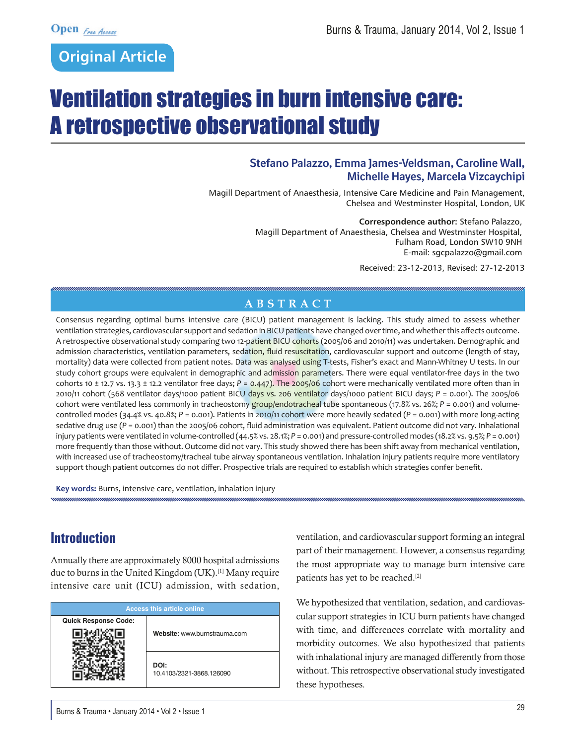Original Article

# Ventilation strategies in burn intensive care: A retrospective observational study

**Stefano Palazzo, Emma James-Veldsman, Caroline Wall, Michelle Hayes, Marcela Vizcaychipi**

Magill Department of Anaesthesia, Intensive Care Medicine and Pain Management, Chelsea and Westminster Hospital, London, UK

**Correspondence author:** Stefano Palazzo, Magill Department of Anaesthesia, Chelsea and Westminster Hospital, Fulham Road, London SW10 9NH
E-mail: sgcpalazzo@gmail.com

Received: 23-12-2013, Revised: 27-12-2013

## ABSTRACT

Consensus regarding optimal burns intensive care (BICU) patient management is lacking. This study aimed to assess whether ventilation strategies, cardiovascular support and sedation in BICU patients have changed over time, and whether this affects outcome. A retrospective observational study comparing two 12-patient BICU cohorts (2005/06 and 2010/11) was undertaken. Demographic and admission characteristics, ventilation parameters, sedation, fluid resuscitation, cardiovascular support and outcome (length of stay, mortality) data were collected from patient notes. Data was analysed using T-tests, Fisher's exact and Mann-Whitney U tests. In our study cohort groups were equivalent in demographic and admission parameters. There were equal ventilator-free days in the two cohorts 10 ± 12.7 vs. 13.3 ± 12.2 ventilator free days; $P = 0.447$). The 2005/06 cohort were mechanically ventilated more often than in 2010/11 cohort (568 ventilator days/1000 patient BICU days vs. 206 ventilator days/1000 patient BICU days; $P = 0.001$). The 2005/06 cohort were ventilated less commonly in tracheostomy group/endotracheal tube spontaneous (17.8% vs. 26%; $P = 0.001$) and volume-controlled modes (34.4% vs. 40.8%; $P = 0.001$). Patients in 2010/11 cohort were more heavily sedated ($P = 0.001$) with more long-acting sedative drug use ($P = 0.001$) than the 2005/06 cohort, fluid administration was equivalent. Patient outcome did not vary. Inhalational injury patients were ventilated in volume-controlled (44.5% vs. 28.1%; $P = 0.001$) and pressure-controlled modes (18.2% vs. 9.5%; $P = 0.001$) more frequently than those without. Outcome did not vary. This study showed there has been shift away from mechanical ventilation, with increased use of tracheostomy/tracheal tube airway spontaneous ventilation. Inhalation injury patients require more ventilatory support though patient outcomes do not differ. Prospective trials are required to establish which strategies confer benefit.

**Key words:** Burns, intensive care, ventilation, inhalation injury

## Introduction

Annually there are approximately 8000 hospital admissions due to burns in the United Kingdom (UK).[1] Many require intensive care unit (ICU) admission, with sedation, ventilation, and cardiovascular support forming an integral part of their management. However, a consensus regarding the most appropriate way to manage burn intensive care patients has yet to be reached.[2]

We hypothesized that ventilation, sedation, and cardiovascular support strategies in ICU burn patients have changed with time, and differences correlate with mortality and morbidity outcomes. We also hypothesized that patients with inhalational injury are managed differently from those without. This retrospective observational study investigated these hypotheses.

| Access this article online | |
|---|---|
| Quick Response Code: | **Website:** www.burnstrauma.com |
| | **DOI:** 10.4103/2321-3868.126090 |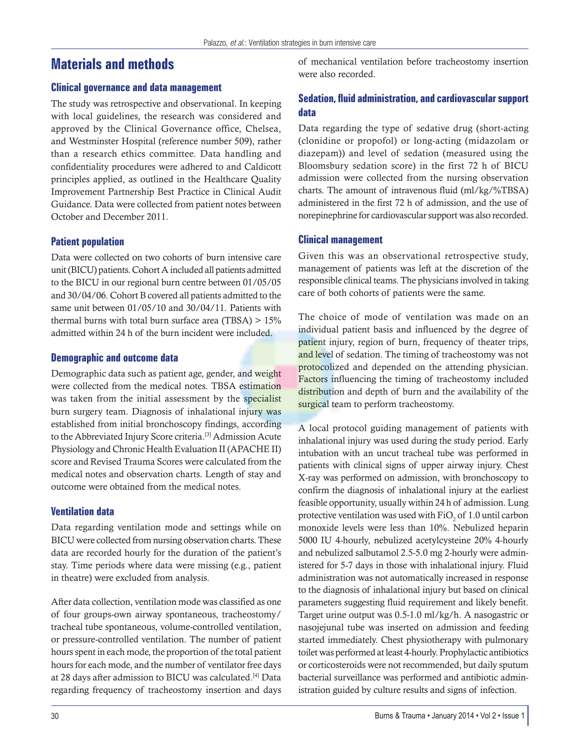## Materials and methods

### Clinical governance and data management

The study was retrospective and observational. In keeping with local guidelines, the research was considered and approved by the Clinical Governance office, Chelsea, and Westminster Hospital (reference number 509), rather than a research ethics committee. Data handling and confidentiality procedures were adhered to and Caldicott principles applied, as outlined in the Healthcare Quality Improvement Partnership Best Practice in Clinical Audit Guidance. Data were collected from patient notes between October and December 2011.

### Patient population

Data were collected on two cohorts of burn intensive care unit (BICU) patients. Cohort A included all patients admitted to the BICU in our regional burn centre between 01/05/05 and 30/04/06. Cohort B covered all patients admitted to the same unit between 01/05/10 and 30/04/11. Patients with thermal burns with total burn surface area (TBSA) > 15% admitted within 24 h of the burn incident were included.

### Demographic and outcome data

Demographic data such as patient age, gender, and weight were collected from the medical notes. TBSA estimation was taken from the initial assessment by the specialist burn surgery team. Diagnosis of inhalational injury was established from initial bronchoscopy findings, according to the Abbreviated Injury Score criteria.[3] Admission Acute Physiology and Chronic Health Evaluation II (APACHE II) score and Revised Trauma Scores were calculated from the medical notes and observation charts. Length of stay and outcome were obtained from the medical notes.

### Ventilation data

Data regarding ventilation mode and settings while on BICU were collected from nursing observation charts. These data are recorded hourly for the duration of the patient's stay. Time periods where data were missing (e.g., patient in theatre) were excluded from analysis.

After data collection, ventilation mode was classified as one of four groups-own airway spontaneous, tracheostomy/tracheal tube spontaneous, volume-controlled ventilation, or pressure-controlled ventilation. The number of patient hours spent in each mode, the proportion of the total patient hours for each mode, and the number of ventilator free days at 28 days after admission to BICU was calculated.[4] Data regarding frequency of tracheostomy insertion and days of mechanical ventilation before tracheostomy insertion were also recorded.

### Sedation, fluid administration, and cardiovascular support data

Data regarding the type of sedative drug (short-acting (clonidine or propofol) or long-acting (midazolam or diazepam)) and level of sedation (measured using the Bloomsbury sedation score) in the first 72 h of BICU admission were collected from the nursing observation charts. The amount of intravenous fluid (ml/kg/%TBSA) administered in the first 72 h of admission, and the use of norepinephrine for cardiovascular support was also recorded.

### Clinical management

Given this was an observational retrospective study, management of patients was left at the discretion of the responsible clinical teams. The physicians involved in taking care of both cohorts of patients were the same.

The choice of mode of ventilation was made on an individual patient basis and influenced by the degree of patient injury, region of burn, frequency of theater trips, and level of sedation. The timing of tracheostomy was not protocolized and depended on the attending physician. Factors influencing the timing of tracheostomy included distribution and depth of burn and the availability of the surgical team to perform tracheostomy.

A local protocol guiding management of patients with inhalational injury was used during the study period. Early intubation with an uncut tracheal tube was performed in patients with clinical signs of upper airway injury. Chest X-ray was performed on admission, with bronchoscopy to confirm the diagnosis of inhalational injury at the earliest feasible opportunity, usually within 24 h of admission. Lung protective ventilation was used with $FiO_2$ of 1.0 until carbon monoxide levels were less than 10%. Nebulized heparin 5000 IU 4-hourly, nebulized acetylcysteine 20% 4-hourly and nebulized salbutamol 2.5-5.0 mg 2-hourly were administered for 5-7 days in those with inhalational injury. Fluid administration was not automatically increased in response to the diagnosis of inhalational injury but based on clinical parameters suggesting fluid requirement and likely benefit. Target urine output was 0.5-1.0 ml/kg/h. A nasogastric or nasojejunal tube was inserted on admission and feeding started immediately. Chest physiotherapy with pulmonary toilet was performed at least 4-hourly. Prophylactic antibiotics or corticosteroids were not recommended, but daily sputum bacterial surveillance was performed and antibiotic administration guided by culture results and signs of infection.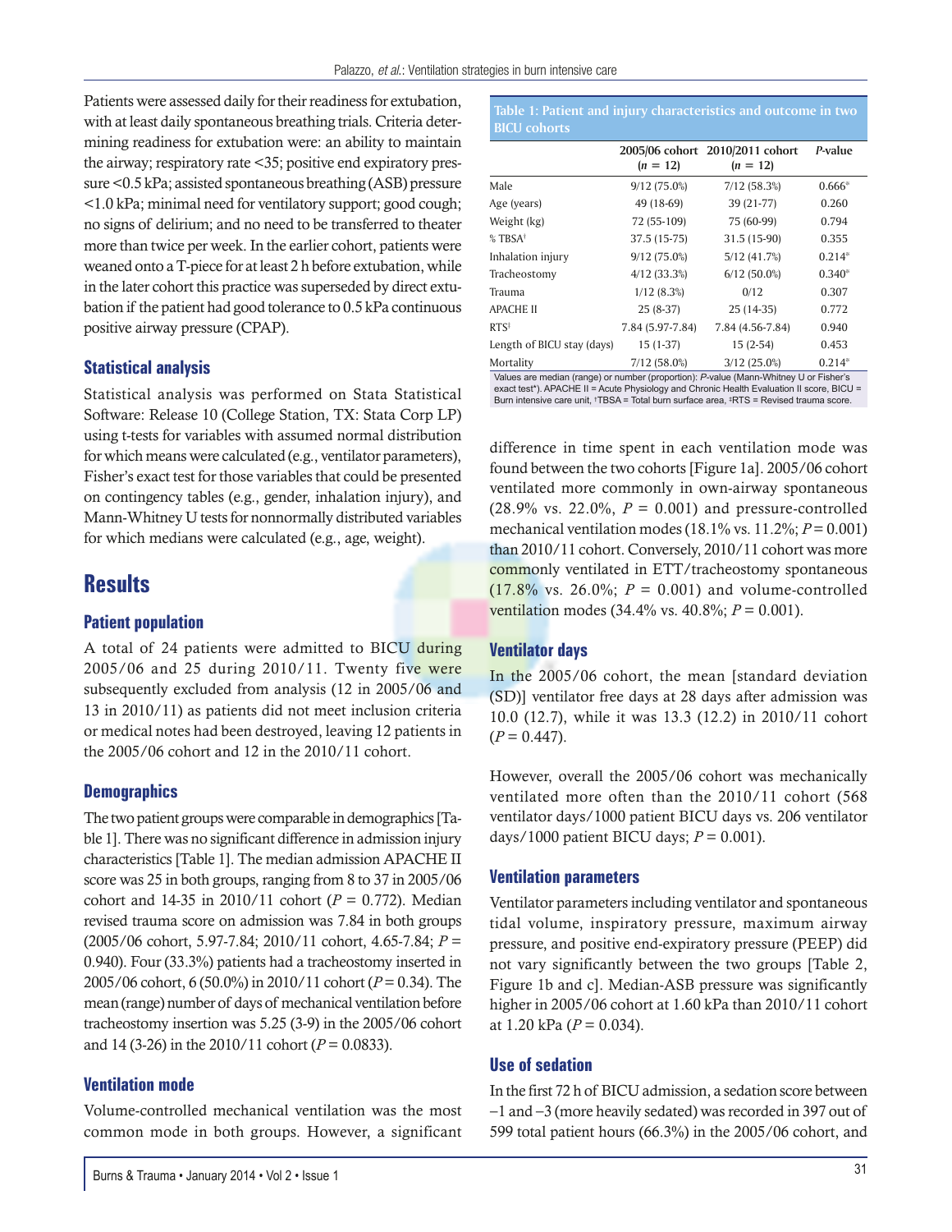Patients were assessed daily for their readiness for extubation, with at least daily spontaneous breathing trials. Criteria determining readiness for extubation were: an ability to maintain the airway; respiratory rate <35; positive end expiratory pressure <0.5 kPa; assisted spontaneous breathing (ASB) pressure <1.0 kPa; minimal need for ventilatory support; good cough; no signs of delirium; and no need to be transferred to theater more than twice per week. In the earlier cohort, patients were weaned onto a T-piece for at least 2 h before extubation, while in the later cohort this practice was superseded by direct extubation if the patient had good tolerance to 0.5 kPa continuous positive airway pressure (CPAP).

### Statistical analysis

Statistical analysis was performed on Stata Statistical Software: Release 10 (College Station, TX: Stata Corp LP) using t-tests for variables with assumed normal distribution for which means were calculated (e.g., ventilator parameters), Fisher's exact test for those variables that could be presented on contingency tables (e.g., gender, inhalation injury), and Mann-Whitney U tests for nonnormally distributed variables for which medians were calculated (e.g., age, weight).

## Results

### Patient population

A total of 24 patients were admitted to BICU during 2005/06 and 25 during 2010/11. Twenty five were subsequently excluded from analysis (12 in 2005/06 and 13 in 2010/11) as patients did not meet inclusion criteria or medical notes had been destroyed, leaving 12 patients in the 2005/06 cohort and 12 in the 2010/11 cohort.

### Demographics

The two patient groups were comparable in demographics [Table 1]. There was no significant difference in admission injury characteristics [Table 1]. The median admission APACHE II score was 25 in both groups, ranging from 8 to 37 in 2005/06 cohort and 14-35 in 2010/11 cohort ($P = 0.772$). Median revised trauma score on admission was 7.84 in both groups (2005/06 cohort, 5.97-7.84; 2010/11 cohort, 4.65-7.84; $P = 0.940$). Four (33.3%) patients had a tracheostomy inserted in 2005/06 cohort, 6 (50.0%) in 2010/11 cohort ($P = 0.34$). The mean (range) number of days of mechanical ventilation before tracheostomy insertion was 5.25 (3-9) in the 2005/06 cohort and 14 (3-26) in the 2010/11 cohort ($P = 0.0833$).

### Ventilation mode

Volume-controlled mechanical ventilation was the most common mode in both groups. However, a significant difference in time spent in each ventilation mode was found between the two cohorts [Figure 1a]. 2005/06 cohort ventilated more commonly in own-airway spontaneous (28.9% vs. 22.0%, $P = 0.001$) and pressure-controlled mechanical ventilation modes (18.1% vs. 11.2%; $P = 0.001$) than 2010/11 cohort. Conversely, 2010/11 cohort was more commonly ventilated in ETT/tracheostomy spontaneous (17.8% vs. 26.0%; $P = 0.001$) and volume-controlled ventilation modes (34.4% vs. 40.8%; $P = 0.001$).

**Table 1: Patient and injury characteristics and outcome in two BICU cohorts**

| | 2005/06 cohort ($n = 12$) | 2010/2011 cohort ($n = 12$) | *P*-value |
|---|---|---|---|
| Male | 9/12 (75.0%) | 7/12 (58.3%) | 0.666* |
| Age (years) | 49 (18-69) | 39 (21-77) | 0.260 |
| Weight (kg) | 72 (55-109) | 75 (60-99) | 0.794 |
| % TBSA† | 37.5 (15-75) | 31.5 (15-90) | 0.355 |
| Inhalation injury | 9/12 (75.0%) | 5/12 (41.7%) | 0.214* |
| Tracheostomy | 4/12 (33.3%) | 6/12 (50.0%) | 0.340* |
| Trauma | 1/12 (8.3%) | 0/12 | 0.307 |
| APACHE II | 25 (8-37) | 25 (14-35) | 0.772 |
| RTS‡ | 7.84 (5.97-7.84) | 7.84 (4.56-7.84) | 0.940 |
| Length of BICU stay (days) | 15 (1-37) | 15 (2-54) | 0.453 |
| Mortality | 7/12 (58.0%) | 3/12 (25.0%) | 0.214* |

Values are median (range) or number (proportion): *P*-value (Mann-Whitney U or Fisher's exact test*). APACHE II = Acute Physiology and Chronic Health Evaluation II score, BICU = Burn intensive care unit, †TBSA = Total burn surface area, ‡RTS = Revised trauma score.

### Ventilator days

In the 2005/06 cohort, the mean [standard deviation (SD)] ventilator free days at 28 days after admission was 10.0 (12.7), while it was 13.3 (12.2) in 2010/11 cohort ($P = 0.447$).

However, overall the 2005/06 cohort was mechanically ventilated more often than the 2010/11 cohort (568 ventilator days/1000 patient BICU days vs. 206 ventilator days/1000 patient BICU days; $P = 0.001$).

### Ventilation parameters

Ventilator parameters including ventilator and spontaneous tidal volume, inspiratory pressure, maximum airway pressure, and positive end-expiratory pressure (PEEP) did not vary significantly between the two groups [Table 2, Figure 1b and c]. Median-ASB pressure was significantly higher in 2005/06 cohort at 1.60 kPa than 2010/11 cohort at 1.20 kPa ($P = 0.034$).

### Use of sedation

In the first 72 h of BICU admission, a sedation score between −1 and −3 (more heavily sedated) was recorded in 397 out of 599 total patient hours (66.3%) in the 2005/06 cohort, and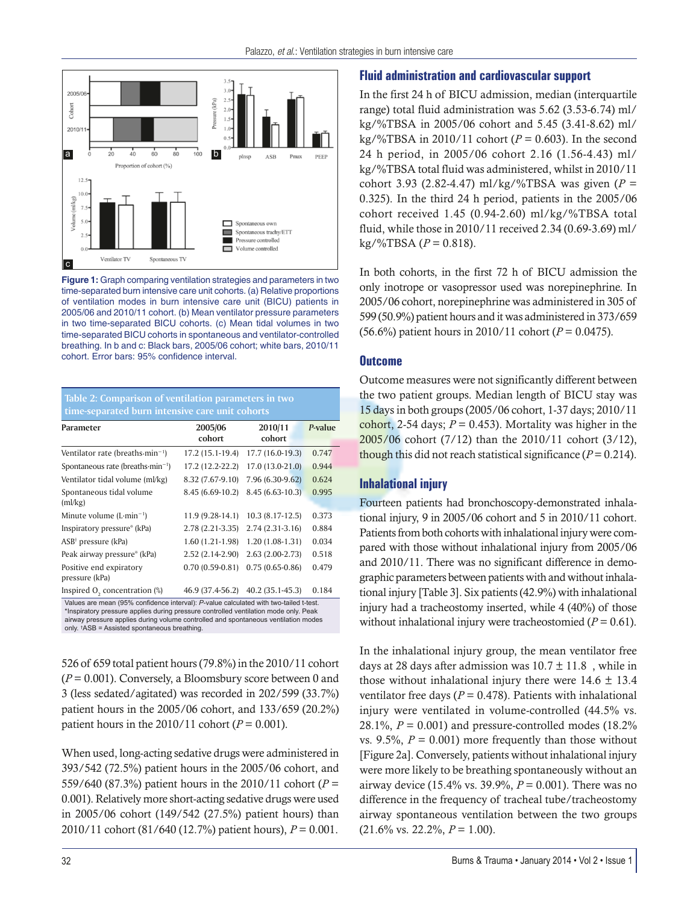Figure 1: Graph comparing ventilation strategies and parameters in two time-separated burn intensive care unit cohorts. (a) Relative proportions of ventilation modes in burn intensive care unit (BICU) patients in 2005/06 and 2010/11 cohort. (b) Mean ventilator pressure parameters in two time-separated BICU cohorts. (c) Mean tidal volumes in two time-separated BICU cohorts in spontaneous and ventilator-controlled breathing. In b and c: Black bars, 2005/06 cohort; white bars, 2010/11 cohort. Error bars: 95% confidence interval.

**Table 2: Comparison of ventilation parameters in two time-separated burn intensive care unit cohorts**

| Parameter | 2005/06 cohort | 2010/11 cohort | *P*-value |
|---|---|---|---|
| Ventilator rate (breaths·min⁻¹) | 17.2 (15.1-19.4) | 17.7 (16.0-19.3) | 0.747 |
| Spontaneous rate (breaths·min⁻¹) | 17.2 (12.2-22.2) | 17.0 (13.0-21.0) | 0.944 |
| Ventilator tidal volume (ml/kg) | 8.32 (7.67-9.10) | 7.96 (6.30-9.62) | 0.624 |
| Spontaneous tidal volume (ml/kg) | 8.45 (6.69-10.2) | 8.45 (6.63-10.3) | 0.995 |
| Minute volume (L·min⁻¹) | 11.9 (9.28-14.1) | 10.3 (8.17-12.5) | 0.373 |
| Inspiratory pressure* (kPa) | 2.78 (2.21-3.35) | 2.74 (2.31-3.16) | 0.884 |
| ASB[†] pressure (kPa) | 1.60 (1.21-1.98) | 1.20 (1.08-1.31) | 0.034 |
| Peak airway pressure* (kPa) | 2.52 (2.14-2.90) | 2.63 (2.00-2.73) | 0.518 |
| Positive end expiratory pressure (kPa) | 0.70 (0.59-0.81) | 0.75 (0.65-0.86) | 0.479 |
| Inspired $O_2$ concentration (%) | 46.9 (37.4-56.2) | 40.2 (35.1-45.3) | 0.184 |

Values are mean (95% confidence interval): *P*-value calculated with two-tailed t-test. *Inspiratory pressure applies during pressure controlled ventilation mode only. Peak airway pressure applies during volume controlled and spontaneous ventilation modes only. [†]ASB = Assisted spontaneous breathing.

526 of 659 total patient hours (79.8%) in the 2010/11 cohort ($P = 0.001$). Conversely, a Bloomsbury score between 0 and 3 (less sedated/agitated) was recorded in 202/599 (33.7%) patient hours in the 2005/06 cohort, and 133/659 (20.2%) patient hours in the 2010/11 cohort ($P = 0.001$).

When used, long-acting sedative drugs were administered in 393/542 (72.5%) patient hours in the 2005/06 cohort, and 559/640 (87.3%) patient hours in the 2010/11 cohort ($P = 0.001$). Relatively more short-acting sedative drugs were used in 2005/06 cohort (149/542 (27.5%) patient hours) than 2010/11 cohort (81/640 (12.7%) patient hours), $P = 0.001$.

## Fluid administration and cardiovascular support

In the first 24 h of BICU admission, median (interquartile range) total fluid administration was 5.62 (3.53-6.74) ml/kg/%TBSA in 2005/06 cohort and 5.45 (3.41-8.62) ml/kg/%TBSA in 2010/11 cohort ($P = 0.603$). In the second 24 h period, in 2005/06 cohort 2.16 (1.56-4.43) ml/kg/%TBSA total fluid was administered, whilst in 2010/11 cohort 3.93 (2.82-4.47) ml/kg/%TBSA was given ($P = 0.325$). In the third 24 h period, patients in the 2005/06 cohort received 1.45 (0.94-2.60) ml/kg/%TBSA total fluid, while those in 2010/11 received 2.34 (0.69-3.69) ml/kg/%TBSA ($P = 0.818$).

In both cohorts, in the first 72 h of BICU admission the only inotrope or vasopressor used was norepinephrine. In 2005/06 cohort, norepinephrine was administered in 305 of 599 (50.9%) patient hours and it was administered in 373/659 (56.6%) patient hours in 2010/11 cohort ($P = 0.0475$).

## Outcome

Outcome measures were not significantly different between the two patient groups. Median length of BICU stay was 15 days in both groups (2005/06 cohort, 1-37 days; 2010/11 cohort, 2-54 days; $P = 0.453$). Mortality was higher in the 2005/06 cohort (7/12) than the 2010/11 cohort (3/12), though this did not reach statistical significance ($P = 0.214$).

## Inhalational injury

Fourteen patients had bronchoscopy-demonstrated inhalational injury, 9 in 2005/06 cohort and 5 in 2010/11 cohort. Patients from both cohorts with inhalational injury were compared with those without inhalational injury from 2005/06 and 2010/11. There was no significant difference in demographic parameters between patients with and without inhalational injury [Table 3]. Six patients (42.9%) with inhalational injury had a tracheostomy inserted, while 4 (40%) of those without inhalational injury were tracheostomied ($P = 0.61$).

In the inhalational injury group, the mean ventilator free days at 28 days after admission was 10.7 ± 11.8 , while in those without inhalational injury there were 14.6 ± 13.4 ventilator free days ($P = 0.478$). Patients with inhalational injury were ventilated in volume-controlled (44.5% vs. 28.1%, $P = 0.001$) and pressure-controlled modes (18.2% vs. 9.5%, $P = 0.001$) more frequently than those without [Figure 2a]. Conversely, patients without inhalational injury were more likely to be breathing spontaneously without an airway device (15.4% vs. 39.9%, $P = 0.001$). There was no difference in the frequency of tracheal tube/tracheostomy airway spontaneous ventilation between the two groups (21.6% vs. 22.2%, $P = 1.00$).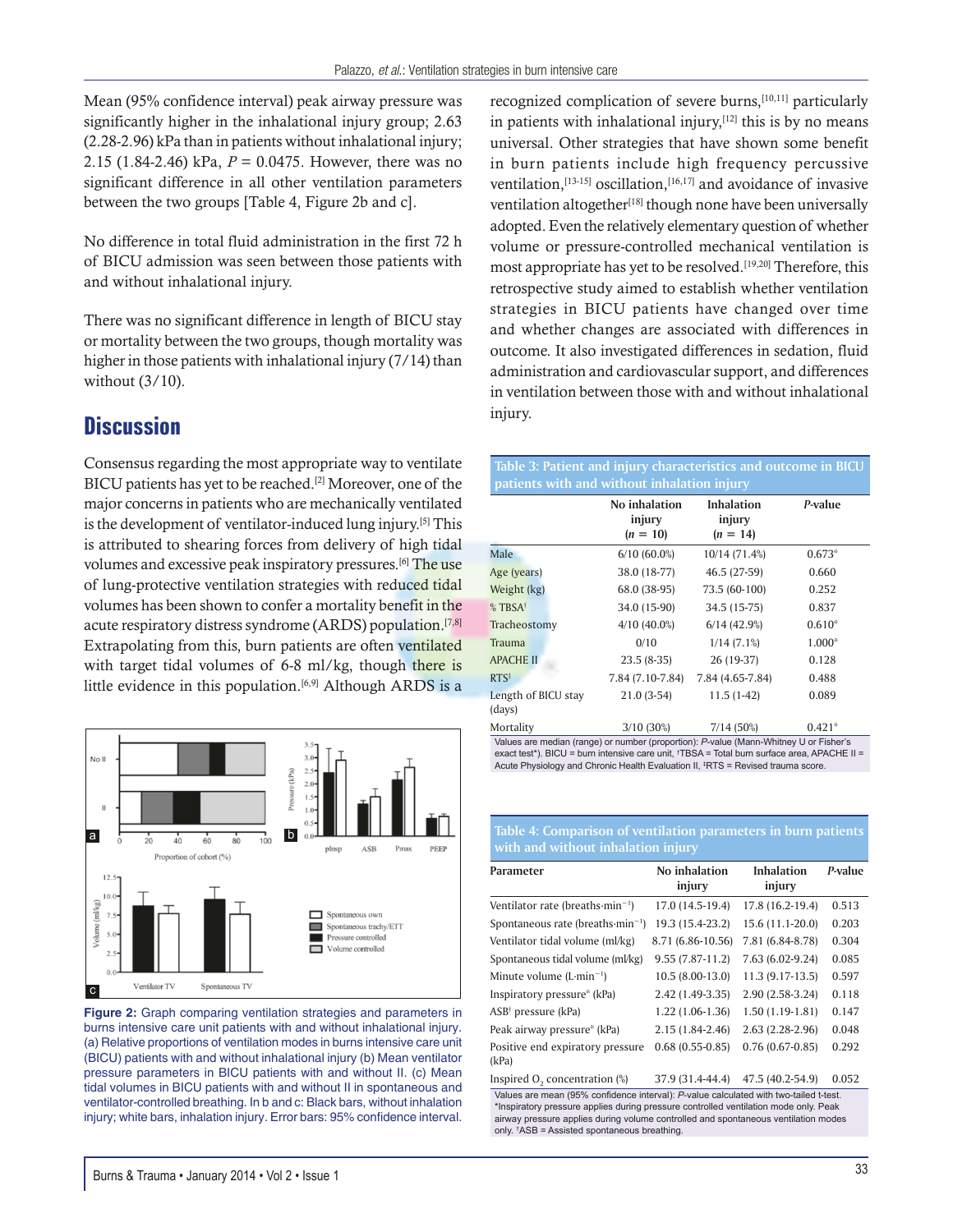Mean (95% confidence interval) peak airway pressure was significantly higher in the inhalational injury group; 2.63 (2.28-2.96) kPa than in patients without inhalational injury; 2.15 (1.84-2.46) kPa, $P = 0.0475$. However, there was no significant difference in all other ventilation parameters between the two groups [Table 4, Figure 2b and c].

No difference in total fluid administration in the first 72 h of BICU admission was seen between those patients with and without inhalational injury.

There was no significant difference in length of BICU stay or mortality between the two groups, though mortality was higher in those patients with inhalational injury (7/14) than without (3/10).

## Discussion

Consensus regarding the most appropriate way to ventilate BICU patients has yet to be reached.[2] Moreover, one of the major concerns in patients who are mechanically ventilated is the development of ventilator-induced lung injury.[5] This is attributed to shearing forces from delivery of high tidal volumes and excessive peak inspiratory pressures.[6] The use of lung-protective ventilation strategies with reduced tidal volumes has been shown to confer a mortality benefit in the acute respiratory distress syndrome (ARDS) population.[7,8] Extrapolating from this, burn patients are often ventilated with target tidal volumes of 6-8 ml/kg, though there is little evidence in this population.[6,9] Although ARDS is a recognized complication of severe burns,[10,11] particularly in patients with inhalational injury,[12] this is by no means universal. Other strategies that have shown some benefit in burn patients include high frequency percussive ventilation,[13-15] oscillation,[16,17] and avoidance of invasive ventilation altogether[18] though none have been universally adopted. Even the relatively elementary question of whether volume or pressure-controlled mechanical ventilation is most appropriate has yet to be resolved.[19,20] Therefore, this retrospective study aimed to establish whether ventilation strategies in BICU patients have changed over time and whether changes are associated with differences in outcome. It also investigated differences in sedation, fluid administration and cardiovascular support, and differences in ventilation between those with and without inhalational injury.

**Figure 2:** Graph comparing ventilation strategies and parameters in burns intensive care unit patients with and without inhalational injury. (a) Relative proportions of ventilation modes in burns intensive care unit (BICU) patients with and without inhalational injury (b) Mean ventilator pressure parameters in BICU patients with and without II. (c) Mean tidal volumes in BICU patients with and without II in spontaneous and ventilator-controlled breathing. In b and c: Black bars, without inhalation injury; white bars, inhalation injury. Error bars: 95% confidence interval.

**Table 3: Patient and injury characteristics and outcome in BICU patients with and without inhalation injury**

| | No inhalation injury ($n = 10$) | Inhalation injury ($n = 14$) | *P*-value |
|---|---|---|---|
| Male | 6/10 (60.0%) | 10/14 (71.4%) | 0.673* |
| Age (years) | 38.0 (18-77) | 46.5 (27-59) | 0.660 |
| Weight (kg) | 68.0 (38-95) | 73.5 (60-100) | 0.252 |
| % TBSA† | 34.0 (15-90) | 34.5 (15-75) | 0.837 |
| Tracheostomy | 4/10 (40.0%) | 6/14 (42.9%) | 0.610* |
| Trauma | 0/10 | 1/14 (7.1%) | 1.000* |
| APACHE II | 23.5 (8-35) | 26 (19-37) | 0.128 |
| RTS‡ | 7.84 (7.10-7.84) | 7.84 (4.65-7.84) | 0.488 |
| Length of BICU stay (days) | 21.0 (3-54) | 11.5 (1-42) | 0.089 |
| Mortality | 3/10 (30%) | 7/14 (50%) | 0.421* |

Values are median (range) or number (proportion): *P*-value (Mann-Whitney U or Fisher's exact test*). BICU = burn intensive care unit, †TBSA = Total burn surface area, APACHE II = Acute Physiology and Chronic Health Evaluation II, ‡RTS = Revised trauma score.

**Table 4: Comparison of ventilation parameters in burn patients with and without inhalation injury**

| Parameter | No inhalation injury | Inhalation injury | *P*-value |
|---|---|---|---|
| Ventilator rate (breaths·min$^{-1}$) | 17.0 (14.5-19.4) | 17.8 (16.2-19.4) | 0.513 |
| Spontaneous rate (breaths·min$^{-1}$) | 19.3 (15.4-23.2) | 15.6 (11.1-20.0) | 0.203 |
| Ventilator tidal volume (ml/kg) | 8.71 (6.86-10.56) | 7.81 (6.84-8.78) | 0.304 |
| Spontaneous tidal volume (ml/kg) | 9.55 (7.87-11.2) | 7.63 (6.02-9.24) | 0.085 |
| Minute volume (L·min$^{-1}$) | 10.5 (8.00-13.0) | 11.3 (9.17-13.5) | 0.597 |
| Inspiratory pressure* (kPa) | 2.42 (1.49-3.35) | 2.90 (2.58-3.24) | 0.118 |
| ASB† pressure (kPa) | 1.22 (1.06-1.36) | 1.50 (1.19-1.81) | 0.147 |
| Peak airway pressure* (kPa) | 2.15 (1.84-2.46) | 2.63 (2.28-2.96) | 0.048 |
| Positive end expiratory pressure (kPa) | 0.68 (0.55-0.85) | 0.76 (0.67-0.85) | 0.292 |
| Inspired $O_2$ concentration (%) | 37.9 (31.4-44.4) | 47.5 (40.2-54.9) | 0.052 |

Values are mean (95% confidence interval): *P*-value calculated with two-tailed t-test. *Inspiratory pressure applies during pressure controlled ventilation mode only. Peak airway pressure applies during volume controlled and spontaneous ventilation modes only. †ASB = Assisted spontaneous breathing.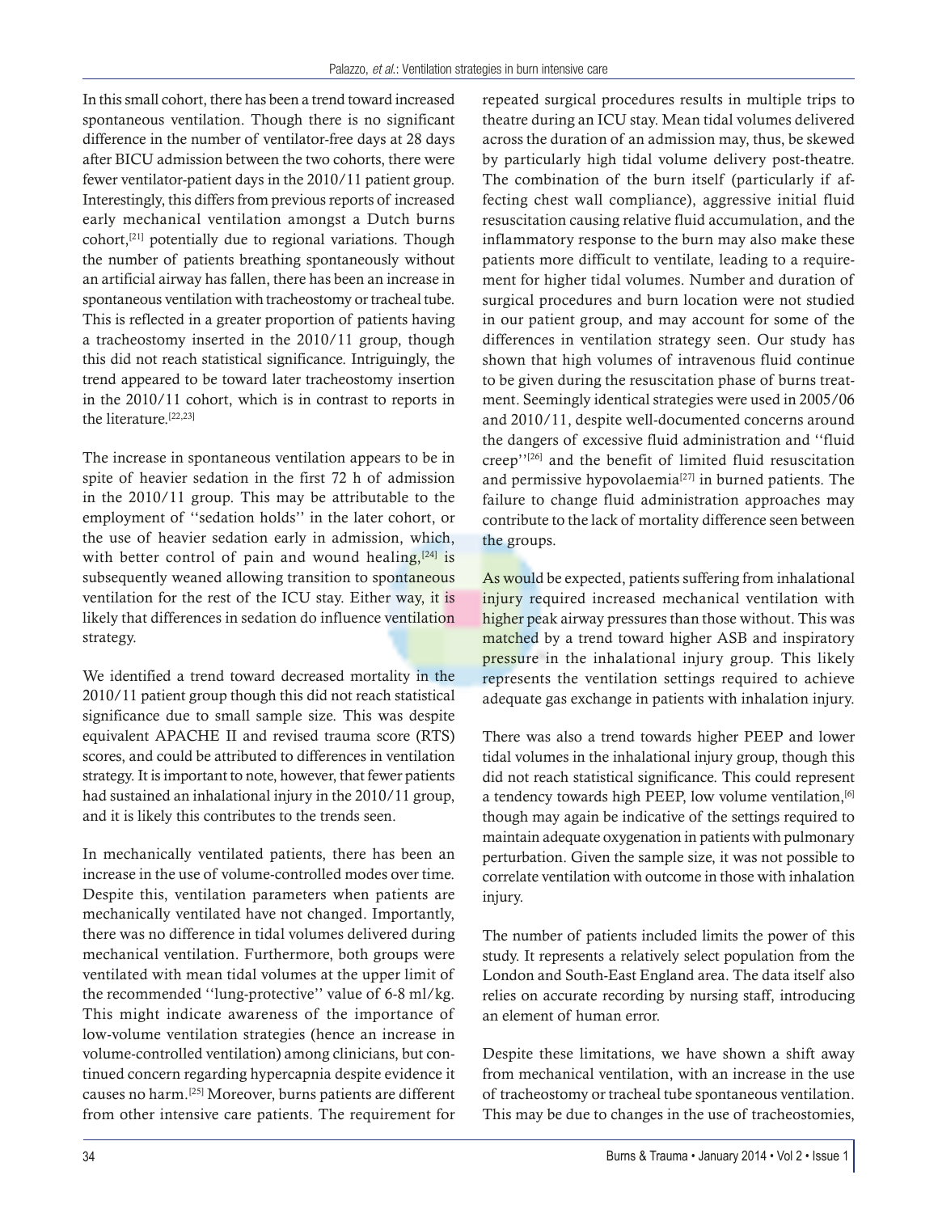In this small cohort, there has been a trend toward increased spontaneous ventilation. Though there is no significant difference in the number of ventilator-free days at 28 days after BICU admission between the two cohorts, there were fewer ventilator-patient days in the 2010/11 patient group. Interestingly, this differs from previous reports of increased early mechanical ventilation amongst a Dutch burns cohort,[21] potentially due to regional variations. Though the number of patients breathing spontaneously without an artificial airway has fallen, there has been an increase in spontaneous ventilation with tracheostomy or tracheal tube. This is reflected in a greater proportion of patients having a tracheostomy inserted in the 2010/11 group, though this did not reach statistical significance. Intriguingly, the trend appeared to be toward later tracheostomy insertion in the 2010/11 cohort, which is in contrast to reports in the literature.[22,23]

The increase in spontaneous ventilation appears to be in spite of heavier sedation in the first 72 h of admission in the 2010/11 group. This may be attributable to the employment of ''sedation holds'' in the later cohort, or the use of heavier sedation early in admission, which, with better control of pain and wound healing,[24] is subsequently weaned allowing transition to spontaneous ventilation for the rest of the ICU stay. Either way, it is likely that differences in sedation do influence ventilation strategy.

We identified a trend toward decreased mortality in the 2010/11 patient group though this did not reach statistical significance due to small sample size. This was despite equivalent APACHE II and revised trauma score (RTS) scores, and could be attributed to differences in ventilation strategy. It is important to note, however, that fewer patients had sustained an inhalational injury in the 2010/11 group, and it is likely this contributes to the trends seen.

In mechanically ventilated patients, there has been an increase in the use of volume-controlled modes over time. Despite this, ventilation parameters when patients are mechanically ventilated have not changed. Importantly, there was no difference in tidal volumes delivered during mechanical ventilation. Furthermore, both groups were ventilated with mean tidal volumes at the upper limit of the recommended ''lung-protective'' value of 6-8 ml/kg. This might indicate awareness of the importance of low-volume ventilation strategies (hence an increase in volume-controlled ventilation) among clinicians, but continued concern regarding hypercapnia despite evidence it causes no harm.[25] Moreover, burns patients are different from other intensive care patients. The requirement for repeated surgical procedures results in multiple trips to theatre during an ICU stay. Mean tidal volumes delivered across the duration of an admission may, thus, be skewed by particularly high tidal volume delivery post-theatre. The combination of the burn itself (particularly if affecting chest wall compliance), aggressive initial fluid resuscitation causing relative fluid accumulation, and the inflammatory response to the burn may also make these patients more difficult to ventilate, leading to a requirement for higher tidal volumes. Number and duration of surgical procedures and burn location were not studied in our patient group, and may account for some of the differences in ventilation strategy seen. Our study has shown that high volumes of intravenous fluid continue to be given during the resuscitation phase of burns treatment. Seemingly identical strategies were used in 2005/06 and 2010/11, despite well-documented concerns around the dangers of excessive fluid administration and ''fluid creep''[26] and the benefit of limited fluid resuscitation and permissive hypovolaemia[27] in burned patients. The failure to change fluid administration approaches may contribute to the lack of mortality difference seen between the groups.

As would be expected, patients suffering from inhalational injury required increased mechanical ventilation with higher peak airway pressures than those without. This was matched by a trend toward higher ASB and inspiratory pressure in the inhalational injury group. This likely represents the ventilation settings required to achieve adequate gas exchange in patients with inhalation injury.

There was also a trend towards higher PEEP and lower tidal volumes in the inhalational injury group, though this did not reach statistical significance. This could represent a tendency towards high PEEP, low volume ventilation,[6] though may again be indicative of the settings required to maintain adequate oxygenation in patients with pulmonary perturbation. Given the sample size, it was not possible to correlate ventilation with outcome in those with inhalation injury.

The number of patients included limits the power of this study. It represents a relatively select population from the London and South-East England area. The data itself also relies on accurate recording by nursing staff, introducing an element of human error.

Despite these limitations, we have shown a shift away from mechanical ventilation, with an increase in the use of tracheostomy or tracheal tube spontaneous ventilation. This may be due to changes in the use of tracheostomies,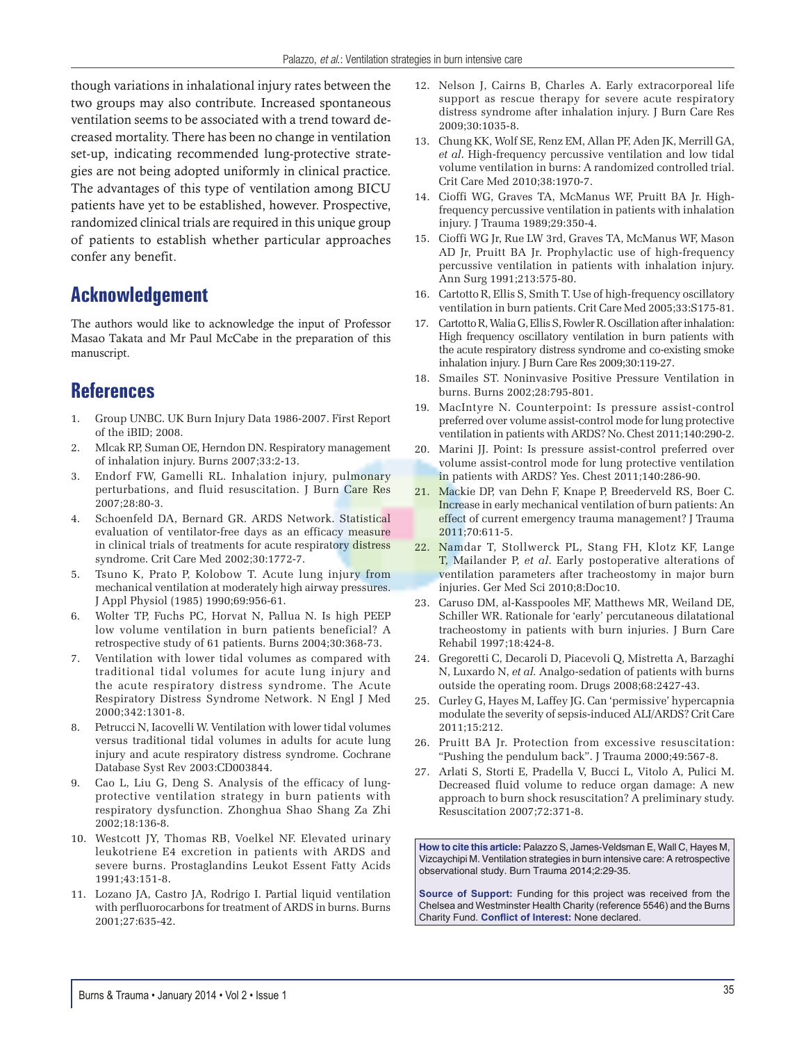though variations in inhalational injury rates between the two groups may also contribute. Increased spontaneous ventilation seems to be associated with a trend toward decreased mortality. There has been no change in ventilation set-up, indicating recommended lung-protective strategies are not being adopted uniformly in clinical practice. The advantages of this type of ventilation among BICU patients have yet to be established, however. Prospective, randomized clinical trials are required in this unique group of patients to establish whether particular approaches confer any benefit.

## Acknowledgement

The authors would like to acknowledge the input of Professor Masao Takata and Mr Paul McCabe in the preparation of this manuscript.

## References

1. Group UNBC. UK Burn Injury Data 1986-2007. First Report of the iBID; 2008.
2. Mlcak RP, Suman OE, Herndon DN. Respiratory management of inhalation injury. Burns 2007;33:2-13.
3. Endorf FW, Gamelli RL. Inhalation injury, pulmonary perturbations, and fluid resuscitation. J Burn Care Res 2007;28:80-3.
4. Schoenfeld DA, Bernard GR. ARDS Network. Statistical evaluation of ventilator-free days as an efficacy measure in clinical trials of treatments for acute respiratory distress syndrome. Crit Care Med 2002;30:1772-7.
5. Tsuno K, Prato P, Kolobow T. Acute lung injury from mechanical ventilation at moderately high airway pressures. J Appl Physiol (1985) 1990;69:956-61.
6. Wolter TP, Fuchs PC, Horvat N, Pallua N. Is high PEEP low volume ventilation in burn patients beneficial? A retrospective study of 61 patients. Burns 2004;30:368-73.
7. Ventilation with lower tidal volumes as compared with traditional tidal volumes for acute lung injury and the acute respiratory distress syndrome. The Acute Respiratory Distress Syndrome Network. N Engl J Med 2000;342:1301-8.
8. Petrucci N, Iacovelli W. Ventilation with lower tidal volumes versus traditional tidal volumes in adults for acute lung injury and acute respiratory distress syndrome. Cochrane Database Syst Rev 2003:CD003844.
9. Cao L, Liu G, Deng S. Analysis of the efficacy of lung-protective ventilation strategy in burn patients with respiratory dysfunction. Zhonghua Shao Shang Za Zhi 2002;18:136-8.
10. Westcott JY, Thomas RB, Voelkel NF. Elevated urinary leukotriene E4 excretion in patients with ARDS and severe burns. Prostaglandins Leukot Essent Fatty Acids 1991;43:151-8.
11. Lozano JA, Castro JA, Rodrigo I. Partial liquid ventilation with perfluorocarbons for treatment of ARDS in burns. Burns 2001;27:635-42.
12. Nelson J, Cairns B, Charles A. Early extracorporeal life support as rescue therapy for severe acute respiratory distress syndrome after inhalation injury. J Burn Care Res 2009;30:1035-8.
13. Chung KK, Wolf SE, Renz EM, Allan PF, Aden JK, Merrill GA, *et al*. High-frequency percussive ventilation and low tidal volume ventilation in burns: A randomized controlled trial. Crit Care Med 2010;38:1970-7.
14. Cioffi WG, Graves TA, McManus WF, Pruitt BA Jr. High-frequency percussive ventilation in patients with inhalation injury. J Trauma 1989;29:350-4.
15. Cioffi WG Jr, Rue LW 3rd, Graves TA, McManus WF, Mason AD Jr, Pruitt BA Jr. Prophylactic use of high-frequency percussive ventilation in patients with inhalation injury. Ann Surg 1991;213:575-80.
16. Cartotto R, Ellis S, Smith T. Use of high-frequency oscillatory ventilation in burn patients. Crit Care Med 2005;33:S175-81.
17. Cartotto R, Walia G, Ellis S, Fowler R. Oscillation after inhalation: High frequency oscillatory ventilation in burn patients with the acute respiratory distress syndrome and co-existing smoke inhalation injury. J Burn Care Res 2009;30:119-27.
18. Smailes ST. Noninvasive Positive Pressure Ventilation in burns. Burns 2002;28:795-801.
19. MacIntyre N. Counterpoint: Is pressure assist-control preferred over volume assist-control mode for lung protective ventilation in patients with ARDS? No. Chest 2011;140:290-2.
20. Marini JJ. Point: Is pressure assist-control preferred over volume assist-control mode for lung protective ventilation in patients with ARDS? Yes. Chest 2011;140:286-90.
21. Mackie DP, van Dehn F, Knape P, Breederveld RS, Boer C. Increase in early mechanical ventilation of burn patients: An effect of current emergency trauma management? J Trauma 2011;70:611-5.
22. Namdar T, Stollwerck PL, Stang FH, Klotz KF, Lange T, Mailander P, *et al*. Early postoperative alterations of ventilation parameters after tracheostomy in major burn injuries. Ger Med Sci 2010;8:Doc10.
23. Caruso DM, al-Kasspooles MF, Matthews MR, Weiland DE, Schiller WR. Rationale for 'early' percutaneous dilatational tracheostomy in patients with burn injuries. J Burn Care Rehabil 1997;18:424-8.
24. Gregoretti C, Decaroli D, Piacevoli Q, Mistretta A, Barzaghi N, Luxardo N, *et al*. Analgo-sedation of patients with burns outside the operating room. Drugs 2008;68:2427-43.
25. Curley G, Hayes M, Laffey JG. Can 'permissive' hypercapnia modulate the severity of sepsis-induced ALI/ARDS? Crit Care 2011;15:212.
26. Pruitt BA Jr. Protection from excessive resuscitation: "Pushing the pendulum back". J Trauma 2000;49:567-8.
27. Arlati S, Storti E, Pradella V, Bucci L, Vitolo A, Pulici M. Decreased fluid volume to reduce organ damage: A new approach to burn shock resuscitation? A preliminary study. Resuscitation 2007;72:371-8.

**How to cite this article:** Palazzo S, James-Veldsman E, Wall C, Hayes M, Vizcaychipi M. Ventilation strategies in burn intensive care: A retrospective observational study. Burn Trauma 2014;2:29-35.

**Source of Support:** Funding for this project was received from the Chelsea and Westminster Health Charity (reference 5546) and the Burns Charity Fund. **Conflict of Interest:** None declared.